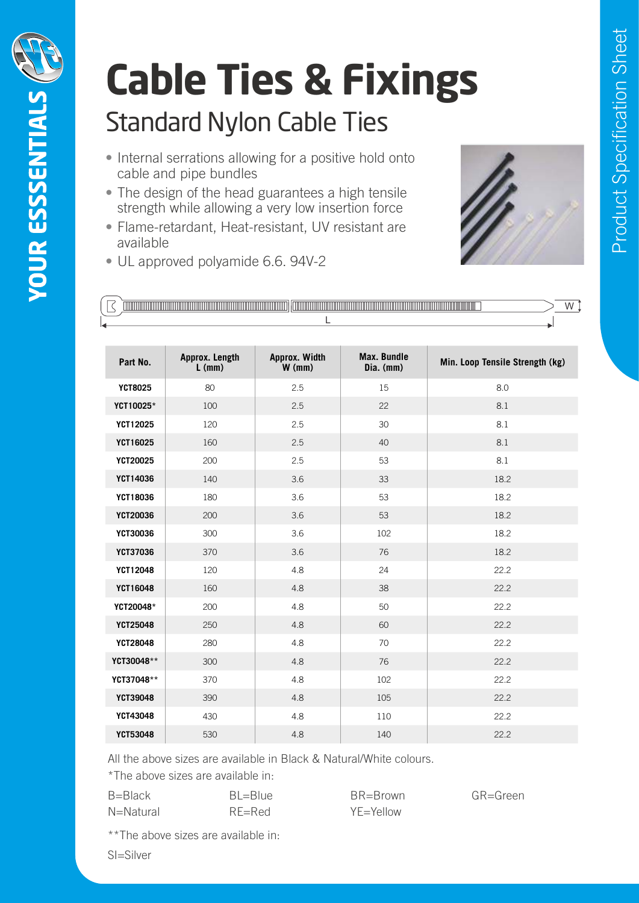YOUR ESSSENTIALS

Product Specification Sheet

# Cable Ties & Fixings

## Standard Nylon Cable Ties

- Internal serrations allowing for a positive hold onto cable and pipe bundles
- The design of the head guarantees a high tensile strength while allowing a very low insertion force
- Flame-retardant, Heat-resistant, UV resistant are available
- UL approved polyamide 6.6. 94V-2

| Part No. | Approx. Length L (mm) | Approx. Width W (mm) | Max. Bundle Dia. (mm) | Min. Loop Tensile Strength (kg) |
|---|---|---|---|---|
| YCT8025 | 80 | 2.5 | 15 | 8.0 |
| YCT10025* | 100 | 2.5 | 22 | 8.1 |
| YCT12025 | 120 | 2.5 | 30 | 8.1 |
| YCT16025 | 160 | 2.5 | 40 | 8.1 |
| YCT20025 | 200 | 2.5 | 53 | 8.1 |
| YCT14036 | 140 | 3.6 | 33 | 18.2 |
| YCT18036 | 180 | 3.6 | 53 | 18.2 |
| YCT20036 | 200 | 3.6 | 53 | 18.2 |
| YCT30036 | 300 | 3.6 | 102 | 18.2 |
| YCT37036 | 370 | 3.6 | 76 | 18.2 |
| YCT12048 | 120 | 4.8 | 24 | 22.2 |
| YCT16048 | 160 | 4.8 | 38 | 22.2 |
| YCT20048* | 200 | 4.8 | 50 | 22.2 |
| YCT25048 | 250 | 4.8 | 60 | 22.2 |
| YCT28048 | 280 | 4.8 | 70 | 22.2 |
| YCT30048** | 300 | 4.8 | 76 | 22.2 |
| YCT37048** | 370 | 4.8 | 102 | 22.2 |
| YCT39048 | 390 | 4.8 | 105 | 22.2 |
| YCT43048 | 430 | 4.8 | 110 | 22.2 |
| YCT53048 | 530 | 4.8 | 140 | 22.2 |

All the above sizes are available in Black & Natural/White colours.

*The above sizes are available in:

| | | | |
|---|---|---|---|
| B=Black | BL=Blue | BR=Brown | GR=Green |
| N=Natural | RE=Red | YE=Yellow | |

**The above sizes are available in:

SI=Silver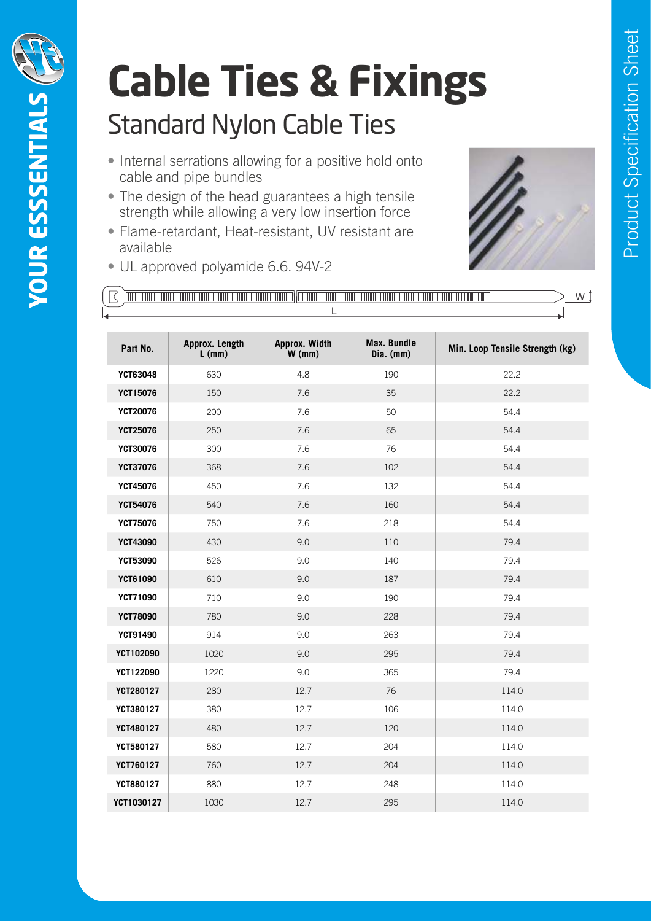# Cable Ties & Fixings

## Standard Nylon Cable Ties

- Internal serrations allowing for a positive hold onto cable and pipe bundles
- The design of the head guarantees a high tensile strength while allowing a very low insertion force
- Flame-retardant, Heat-resistant, UV resistant are available
- UL approved polyamide 6.6. 94V-2

W

L

| Part No. | Approx. Length L (mm) | Approx. Width W (mm) | Max. Bundle Dia. (mm) | Min. Loop Tensile Strength (kg) |
|---|---|---|---|---|
| YCT63048 | 630 | 4.8 | 190 | 22.2 |
| YCT15076 | 150 | 7.6 | 35 | 22.2 |
| YCT20076 | 200 | 7.6 | 50 | 54.4 |
| YCT25076 | 250 | 7.6 | 65 | 54.4 |
| YCT30076 | 300 | 7.6 | 76 | 54.4 |
| YCT37076 | 368 | 7.6 | 102 | 54.4 |
| YCT45076 | 450 | 7.6 | 132 | 54.4 |
| YCT54076 | 540 | 7.6 | 160 | 54.4 |
| YCT75076 | 750 | 7.6 | 218 | 54.4 |
| YCT43090 | 430 | 9.0 | 110 | 79.4 |
| YCT53090 | 526 | 9.0 | 140 | 79.4 |
| YCT61090 | 610 | 9.0 | 187 | 79.4 |
| YCT71090 | 710 | 9.0 | 190 | 79.4 |
| YCT78090 | 780 | 9.0 | 228 | 79.4 |
| YCT91490 | 914 | 9.0 | 263 | 79.4 |
| YCT102090 | 1020 | 9.0 | 295 | 79.4 |
| YCT122090 | 1220 | 9.0 | 365 | 79.4 |
| YCT280127 | 280 | 12.7 | 76 | 114.0 |
| YCT380127 | 380 | 12.7 | 106 | 114.0 |
| YCT480127 | 480 | 12.7 | 120 | 114.0 |
| YCT580127 | 580 | 12.7 | 204 | 114.0 |
| YCT760127 | 760 | 12.7 | 204 | 114.0 |
| YCT880127 | 880 | 12.7 | 248 | 114.0 |
| YCT1030127 | 1030 | 12.7 | 295 | 114.0 |